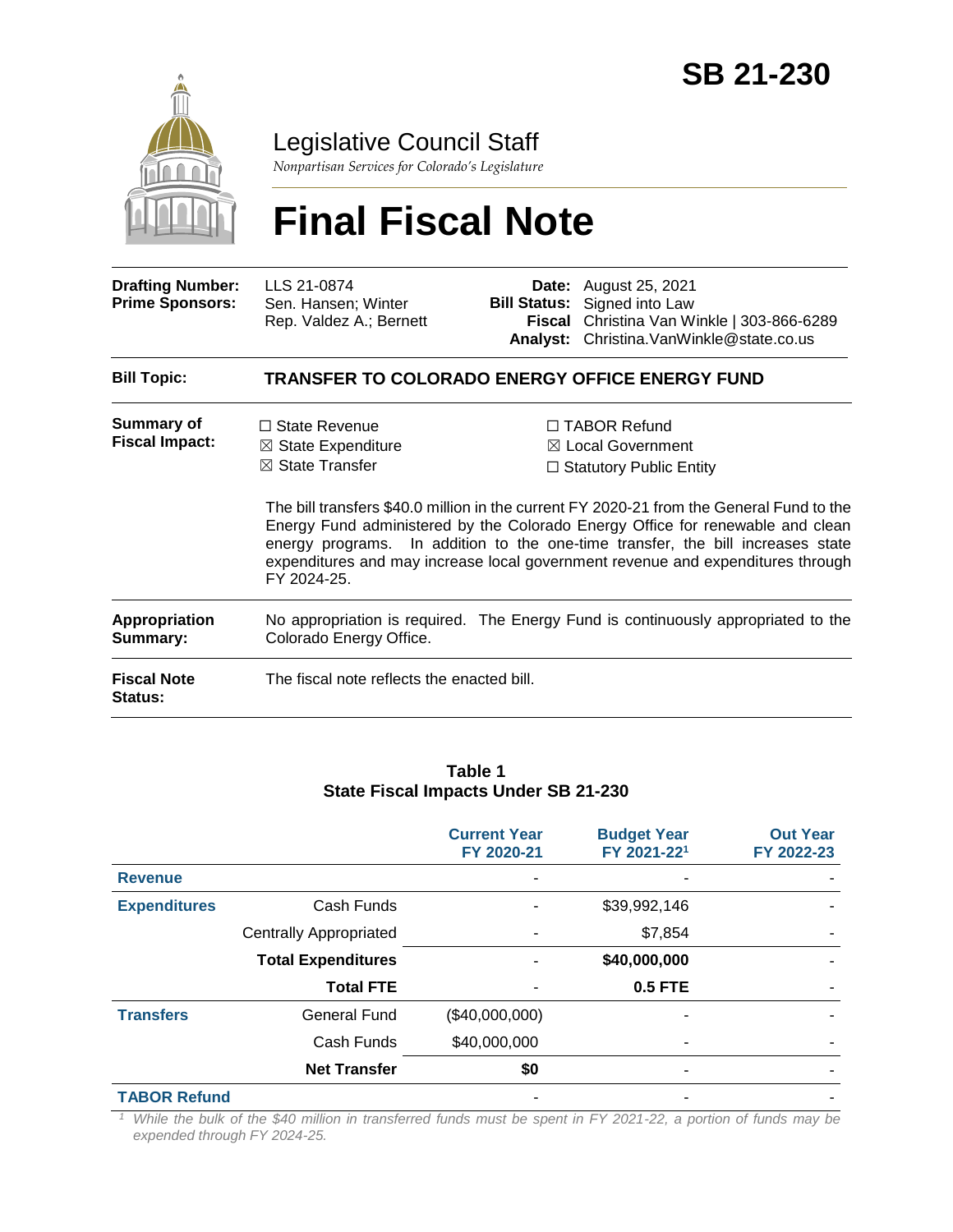# SB 21-230

## Legislative Council Staff

*Nonpartisan Services for Colorado's Legislature*

# Final Fiscal Note

| | | | |
|---|---|---|---|
| **Drafting Number:** | LLS 21-0874 | **Date:** | August 25, 2021 |
| **Prime Sponsors:** | Sen. Hansen; Winter<br>Rep. Valdez A.; Bernett | **Bill Status:** | Signed into Law |
| | | **Fiscal Analyst:** | Christina Van Winkle \| 303-866-6289<br>Christina.VanWinkle@state.co.us |

| | |
|---|---|
| **Bill Topic:** | **TRANSFER TO COLORADO ENERGY OFFICE ENERGY FUND** |
| **Summary of Fiscal Impact:** | ☐ State Revenue ☒ State Expenditure ☒ State Transfer ☐ TABOR Refund ☒ Local Government ☐ Statutory Public Entity<br><br>The bill transfers $40.0 million in the current FY 2020-21 from the General Fund to the Energy Fund administered by the Colorado Energy Office for renewable and clean energy programs. In addition to the one-time transfer, the bill increases state expenditures and may increase local government revenue and expenditures through FY 2024-25. |
| **Appropriation Summary:** | No appropriation is required. The Energy Fund is continuously appropriated to the Colorado Energy Office. |
| **Fiscal Note Status:** | The fiscal note reflects the enacted bill. |

**Table 1**
**State Fiscal Impacts Under SB 21-230**

| | | Current Year FY 2020-21 | Budget Year FY 2021-22[1] | Out Year FY 2022-23 |
|---|---|---|---|---|
| **Revenue** | | - | - | - |
| **Expenditures** | Cash Funds | - | $39,992,146 | - |
| | Centrally Appropriated | - | $7,854 | - |
| | **Total Expenditures** | - | **$40,000,000** | - |
| | **Total FTE** | - | **0.5 FTE** | - |
| **Transfers** | General Fund | ($40,000,000) | - | - |
| | Cash Funds | $40,000,000 | - | - |
| | **Net Transfer** | **$0** | - | - |
| **TABOR Refund** | | - | - | - |

*[1] While the bulk of the $40 million in transferred funds must be spent in FY 2021-22, a portion of funds may be expended through FY 2024-25.*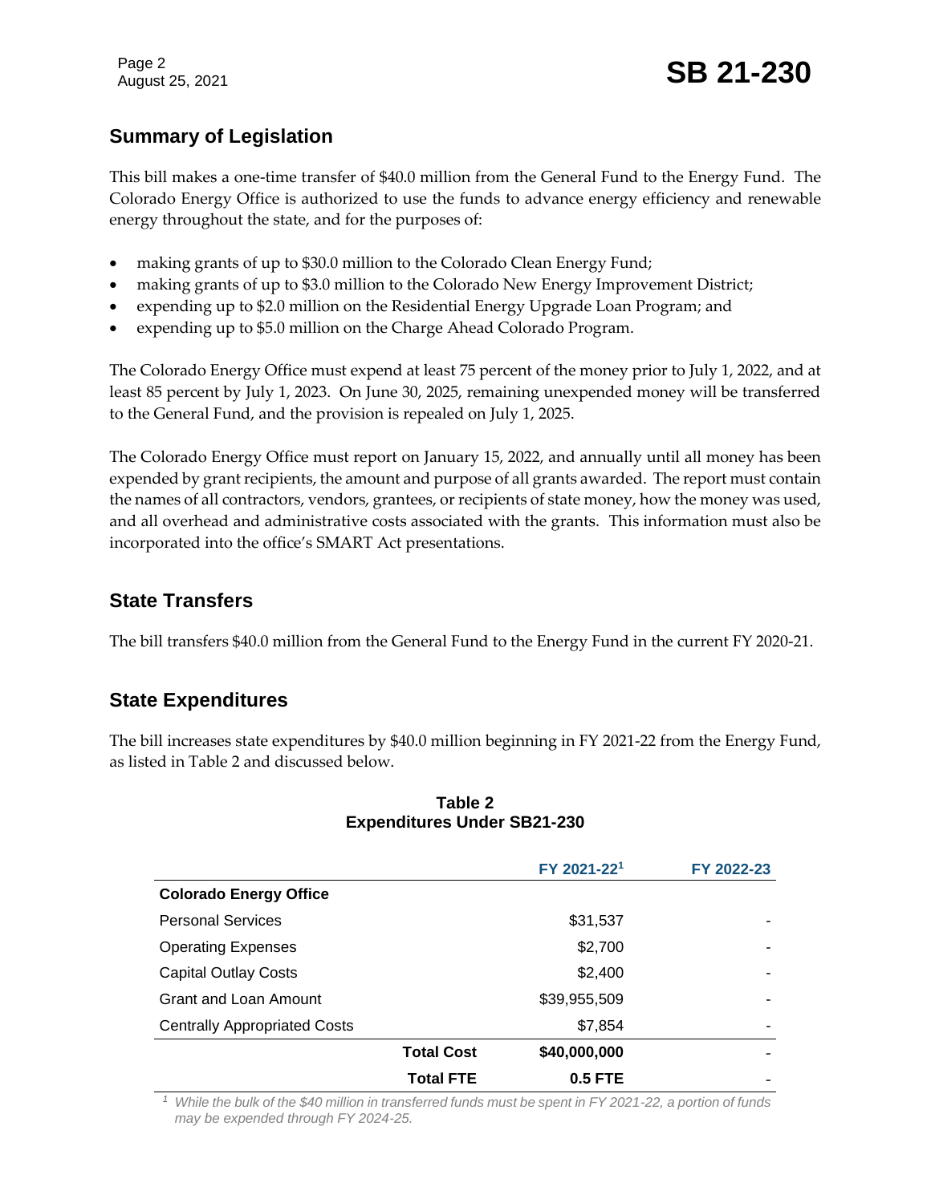## Summary of Legislation

This bill makes a one-time transfer of $40.0 million from the General Fund to the Energy Fund. The Colorado Energy Office is authorized to use the funds to advance energy efficiency and renewable energy throughout the state, and for the purposes of:

- making grants of up to $30.0 million to the Colorado Clean Energy Fund;
- making grants of up to $3.0 million to the Colorado New Energy Improvement District;
- expending up to $2.0 million on the Residential Energy Upgrade Loan Program; and
- expending up to $5.0 million on the Charge Ahead Colorado Program.

The Colorado Energy Office must expend at least 75 percent of the money prior to July 1, 2022, and at least 85 percent by July 1, 2023. On June 30, 2025, remaining unexpended money will be transferred to the General Fund, and the provision is repealed on July 1, 2025.

The Colorado Energy Office must report on January 15, 2022, and annually until all money has been expended by grant recipients, the amount and purpose of all grants awarded. The report must contain the names of all contractors, vendors, grantees, or recipients of state money, how the money was used, and all overhead and administrative costs associated with the grants. This information must also be incorporated into the office's SMART Act presentations.

## State Transfers

The bill transfers $40.0 million from the General Fund to the Energy Fund in the current FY 2020-21.

## State Expenditures

The bill increases state expenditures by $40.0 million beginning in FY 2021-22 from the Energy Fund, as listed in Table 2 and discussed below.

**Table 2**
**Expenditures Under SB21-230**

| | | FY 2021-22[1] | FY 2022-23 |
|---|---|---|---|
| **Colorado Energy Office** | | | |
| Personal Services | | $31,537 | - |
| Operating Expenses | | $2,700 | - |
| Capital Outlay Costs | | $2,400 | - |
| Grant and Loan Amount | | $39,955,509 | - |
| Centrally Appropriated Costs | | $7,854 | - |
| | **Total Cost** | **$40,000,000** | - |
| | **Total FTE** | **0.5 FTE** | - |

[1] *While the bulk of the $40 million in transferred funds must be spent in FY 2021-22, a portion of funds may be expended through FY 2024-25.*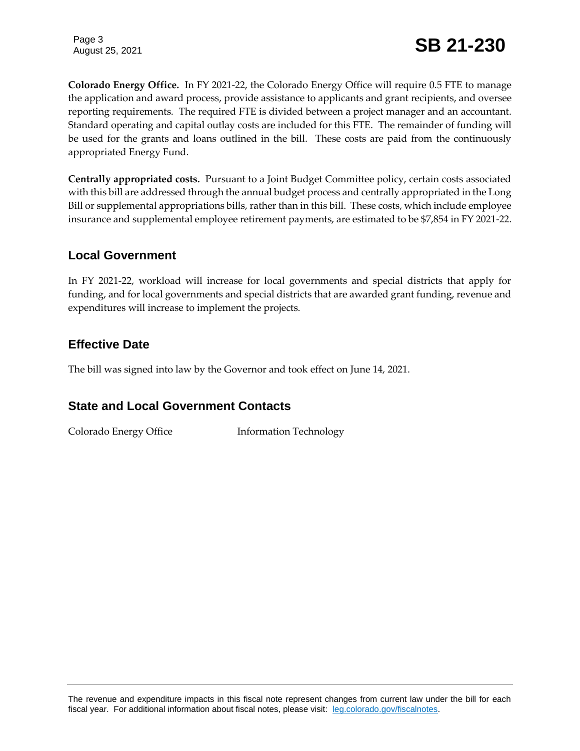**Colorado Energy Office.** In FY 2021-22, the Colorado Energy Office will require 0.5 FTE to manage the application and award process, provide assistance to applicants and grant recipients, and oversee reporting requirements. The required FTE is divided between a project manager and an accountant. Standard operating and capital outlay costs are included for this FTE. The remainder of funding will be used for the grants and loans outlined in the bill. These costs are paid from the continuously appropriated Energy Fund.

**Centrally appropriated costs.** Pursuant to a Joint Budget Committee policy, certain costs associated with this bill are addressed through the annual budget process and centrally appropriated in the Long Bill or supplemental appropriations bills, rather than in this bill. These costs, which include employee insurance and supplemental employee retirement payments, are estimated to be $7,854 in FY 2021-22.

## Local Government

In FY 2021-22, workload will increase for local governments and special districts that apply for funding, and for local governments and special districts that are awarded grant funding, revenue and expenditures will increase to implement the projects.

## Effective Date

The bill was signed into law by the Governor and took effect on June 14, 2021.

## State and Local Government Contacts

Colorado Energy Office

Information Technology

The revenue and expenditure impacts in this fiscal note represent changes from current law under the bill for each fiscal year. For additional information about fiscal notes, please visit: leg.colorado.gov/fiscalnotes.